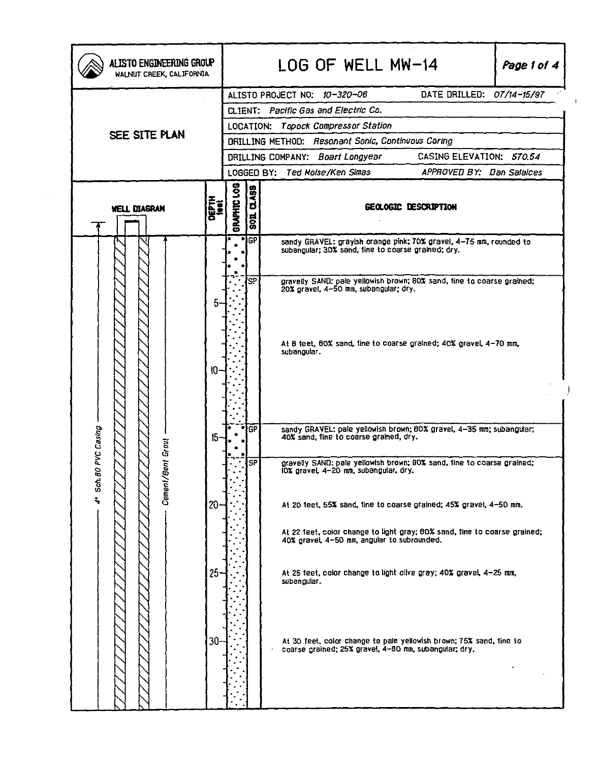# ALISTO ENGINEERING GROUP
WALNUT CREEK, CALIFORNIA

# LOG OF WELL MW-14

SEE SITE PLAN

| | |
|---|---|
| ALISTO PROJECT NO: *10-320-06* | DATE DRILLED: *07/14-15/97* |
| CLIENT: *Pacific Gas and Electric Co.* | |
| LOCATION: *Topock Compressor Station* | |
| DRILLING METHOD: *Resonant Sonic, Continuous Coring* | |
| DRILLING COMPANY: *Boart Longyear* | CASING ELEVATION: *570.54* |
| LOGGED BY: *Ted Moise/Ken Simas* | *APPROVED BY: Dan Salaices* |

WELL DIAGRAM: 4" Sch.80 PVC Casing; Cement/Bent Grout

| DEPTH (feet) | SOIL CLASS | GEOLOGIC DESCRIPTION |
|---|---|---|
| 0 | GP | sandy GRAVEL: grayish orange pink; 70% gravel, 4-75 mm, rounded to subangular; 30% sand, fine to coarse grained; dry. |
| 3 | SP | gravelly SAND: pale yellowish brown; 80% sand, fine to coarse grained; 20% gravel, 4-50 mm, subangular; dry. |
| 8 | | At 8 feet, 60% sand, fine to coarse grained; 40% gravel, 4-70 mm, subangular. |
| 14 | GP | sandy GRAVEL: pale yellowish brown; 60% gravel, 4-35 mm; subangular; 40% sand, fine to coarse grained, dry. |
| 17 | SP | gravelly SAND: pale yellowish brown; 90% sand, fine to coarse grained; 10% gravel, 4-20 mm, subangular, dry. |
| 20 | | At 20 feet, 55% sand, fine to coarse grained; 45% gravel, 4-50 mm. |
| 22 | | At 22 feet, color change to light gray; 60% sand, fine to coarse grained; 40% gravel, 4-50 mm, angular to subrounded. |
| 25 | | At 25 feet, color change to light olive gray; 40% gravel, 4-25 mm, subangular. |
| 30 | | At 30 feet, color change to pale yellowish brown; 75% sand, fine to coarse grained; 25% gravel, 4-80 mm, subangular; dry. |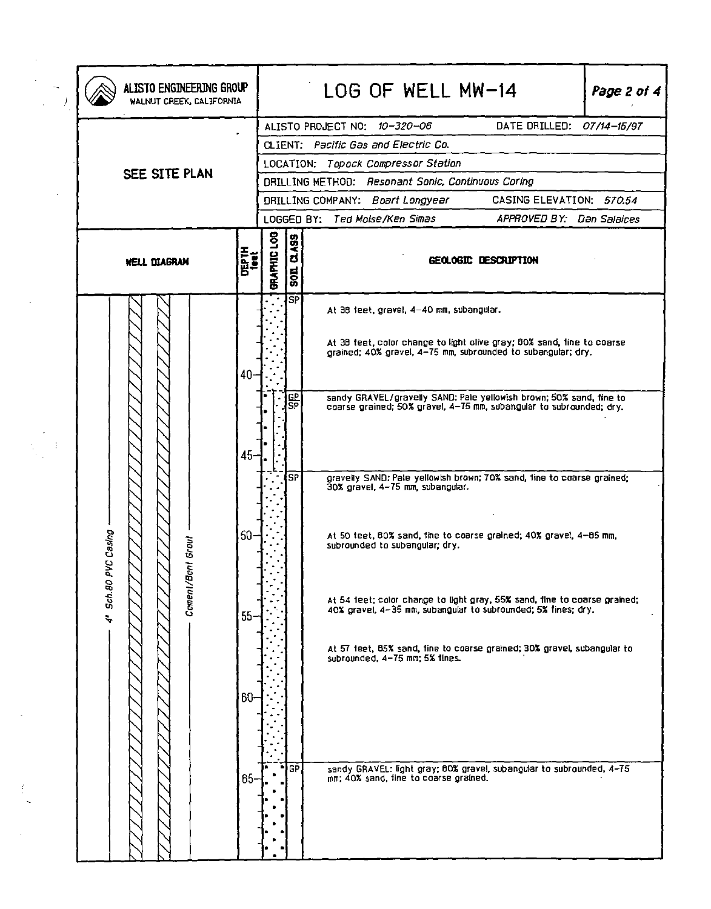# LOG OF WELL MW-14

ALISTO ENGINEERING GROUP
WALNUT CREEK, CALIFORNIA

SEE SITE PLAN

| | |
|---|---|
| ALISTO PROJECT NO: *10-320-06* | DATE DRILLED: *07/14-15/97* |
| CLIENT: *Pacific Gas and Electric Co.* | |
| LOCATION: *Topock Compressor Station* | |
| DRILLING METHOD: *Resonant Sonic, Continuous Coring* | |
| DRILLING COMPANY: *Boart Longyear* | CASING ELEVATION: *570.54* |
| LOGGED BY: *Ted Moise/Ken Simas* | *APPROVED BY: Dan Salaices* |

| WELL DIAGRAM | DEPTH feet | GRAPHIC LOG | SOIL CLASS | GEOLOGIC DESCRIPTION |
|---|---|---|---|---|
| 4" Sch.80 PVC Casing; Cement/Bent Grout | | | SP | At 38 feet, gravel, 4-40 mm, subangular. |
| | | | | At 38 feet, color change to light olive gray; 80% sand, fine to coarse grained; 40% gravel, 4-75 mm, subrounded to subangular; dry. |
| | 40 | | | |
| | | | GP SP | sandy GRAVEL/gravelly SAND: Pale yellowish brown; 50% sand, fine to coarse grained; 50% gravel, 4-75 mm, subangular to subrounded; dry. |
| | 45 | | | |
| | | | SP | gravelly SAND: Pale yellowish brown; 70% sand, fine to coarse grained; 30% gravel, 4-75 mm, subangular. |
| | 50 | | | At 50 feet, 80% sand, fine to coarse grained; 40% gravel, 4-85 mm, subrounded to subangular; dry. |
| | | | | At 54 feet; color change to light gray, 55% sand, fine to coarse grained; 40% gravel, 4-35 mm, subangular to subrounded; 5% fines; dry. |
| | 55 | | | |
| | | | | At 57 feet, 85% sand, fine to coarse grained; 30% gravel, subangular to subrounded, 4-75 mm; 5% fines. |
| | 60 | | | |
| | | | GP | sandy GRAVEL: light gray; 80% gravel, subangular to subrounded, 4-75 mm; 40% sand, fine to coarse grained. |
| | 65 | | | |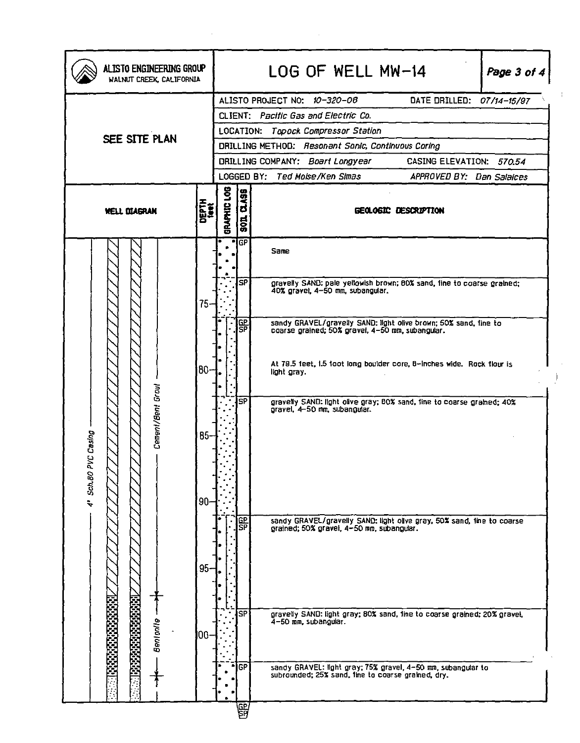# LOG OF WELL MW-14

**ALISTO ENGINEERING GROUP**
WALNUT CREEK, CALIFORNIA

SEE SITE PLAN

| | |
|---|---|
| ALISTO PROJECT NO: 10-320-06 | DATE DRILLED: 07/14-15/97 |
| CLIENT: Pacific Gas and Electric Co. | |
| LOCATION: Topock Compressor Station | |
| DRILLING METHOD: Resonant Sonic, Continuous Coring | |
| DRILLING COMPANY: Boart Longyear | CASING ELEVATION: 570.54 |
| LOGGED BY: Ted Moise/Ken Simas | APPROVED BY: Dan Salaices |

**WELL DIAGRAM:** 4" Sch.80 PVC Casing; Cement/Bent Grout; Bentonite

| DEPTH feet | SOIL CLASS | GEOLOGIC DESCRIPTION |
|---|---|---|
| | GP | Same |
| | SP | gravelly SAND: pale yellowish brown; 80% sand, fine to coarse grained; 40% gravel, 4-50 mm, subangular. |
| 75 | | |
| | GP/SP | sandy GRAVEL/gravelly SAND: light olive brown; 50% sand, fine to coarse grained; 50% gravel, 4-50 mm, subangular. |
| | | At 78.5 feet, 1.5 foot long boulder core, 8-inches wide. Rock flour is light gray. |
| 80 | | |
| | SP | gravelly SAND: light olive gray; 80% sand, fine to coarse grained; 40% gravel, 4-50 mm, subangular. |
| 85 | | |
| 90 | | |
| | GP/SP | sandy GRAVEL/gravelly SAND: light olive gray, 50% sand, fine to coarse grained; 50% gravel, 4-50 mm, subangular. |
| 95 | | |
| | SP | gravelly SAND: light gray; 80% sand, fine to coarse grained; 20% gravel, 4-50 mm, subangular. |
| 100 | | |
| | GP | sandy GRAVEL: light gray; 75% gravel, 4-50 mm, subangular to subrounded; 25% sand, fine to coarse grained, dry. |
| | GP/SP | |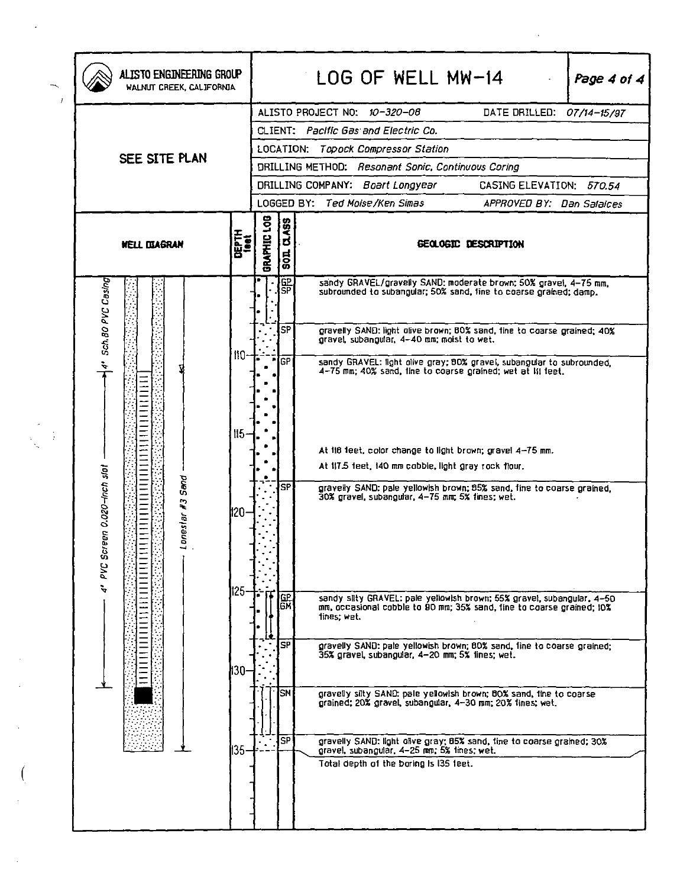# ALISTO ENGINEERING GROUP
WALNUT CREEK, CALIFORNIA

# LOG OF WELL MW-14

| | |
|---|---|
| ALISTO PROJECT NO: *10-320-08* | DATE DRILLED: *07/14-15/97* |
| CLIENT: *Pacific Gas and Electric Co.* | |
| LOCATION: *Topock Compressor Station* | |
| DRILLING METHOD: *Resonant Sonic, Continuous Coring* | |
| DRILLING COMPANY: *Boart Longyear* | CASING ELEVATION: *570.54* |
| LOGGED BY: *Ted Moise/Ken Simas* | APPROVED BY: *Dan Salaices* |

SEE SITE PLAN

WELL DIAGRAM: 4" Sch.80 PVC Casing; 4" PVC Screen 0.020-inch slot; Lonestar #3 Sand

| DEPTH feet | SOIL CLASS | GEOLOGIC DESCRIPTION |
|---|---|---|
| | GP/SP | sandy GRAVEL/gravelly SAND: moderate brown; 50% gravel, 4-75 mm, subrounded to subangular; 50% sand, fine to coarse grained; damp. |
| | SP | gravelly SAND: light olive brown; 60% sand, fine to coarse grained; 40% gravel, subangular, 4-40 mm; moist to wet. |
| 110 | GP | sandy GRAVEL: light olive gray; 60% gravel, subangular to subrounded, 4-75 mm; 40% sand, fine to coarse grained; wet at 111 feet. |
| 115 | | At 116 feet, color change to light brown; gravel 4-75 mm. |
| | | At 117.5 feet, 140 mm cobble, light gray rock flour. |
| 120 | SP | gravelly SAND: pale yellowish brown; 65% sand, fine to coarse grained, 30% gravel, subangular, 4-75 mm; 5% fines; wet. |
| 125 | GP/GM | sandy silty GRAVEL: pale yellowish brown; 55% gravel, subangular, 4-50 mm, occasional cobble to 80 mm; 35% sand, fine to coarse grained; 10% fines; wet. |
| 130 | SP | gravelly SAND: pale yellowish brown; 60% sand, fine to coarse grained; 35% gravel, subangular, 4-20 mm; 5% fines; wet. |
| | SM | gravelly silty SAND: pale yellowish brown; 60% sand, fine to coarse grained; 20% gravel, subangular, 4-30 mm; 20% fines; wet. |
| 135 | SP | gravelly SAND: light olive gray; 65% sand, fine to coarse grained; 30% gravel, subangular, 4-25 mm; 5% fines; wet. |
| | | Total depth of the boring is 135 feet. |